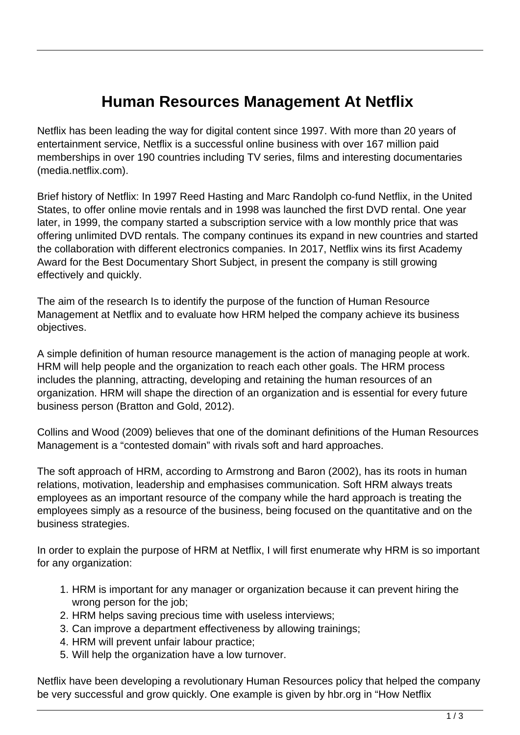# Human Resources Management At Netflix

Netflix has been leading the way for digital content since 1997. With more than 20 years of entertainment service, Netflix is a successful online business with over 167 million paid memberships in over 190 countries including TV series, films and interesting documentaries (media.netflix.com).

Brief history of Netflix: In 1997 Reed Hasting and Marc Randolph co-fund Netflix, in the United States, to offer online movie rentals and in 1998 was launched the first DVD rental. One year later, in 1999, the company started a subscription service with a low monthly price that was offering unlimited DVD rentals. The company continues its expand in new countries and started the collaboration with different electronics companies. In 2017, Netflix wins its first Academy Award for the Best Documentary Short Subject, in present the company is still growing effectively and quickly.

The aim of the research Is to identify the purpose of the function of Human Resource Management at Netflix and to evaluate how HRM helped the company achieve its business objectives.

A simple definition of human resource management is the action of managing people at work. HRM will help people and the organization to reach each other goals. The HRM process includes the planning, attracting, developing and retaining the human resources of an organization. HRM will shape the direction of an organization and is essential for every future business person (Bratton and Gold, 2012).

Collins and Wood (2009) believes that one of the dominant definitions of the Human Resources Management is a "contested domain" with rivals soft and hard approaches.

The soft approach of HRM, according to Armstrong and Baron (2002), has its roots in human relations, motivation, leadership and emphasises communication. Soft HRM always treats employees as an important resource of the company while the hard approach is treating the employees simply as a resource of the business, being focused on the quantitative and on the business strategies.

In order to explain the purpose of HRM at Netflix, I will first enumerate why HRM is so important for any organization:

1. HRM is important for any manager or organization because it can prevent hiring the wrong person for the job;
2. HRM helps saving precious time with useless interviews;
3. Can improve a department effectiveness by allowing trainings;
4. HRM will prevent unfair labour practice;
5. Will help the organization have a low turnover.

Netflix have been developing a revolutionary Human Resources policy that helped the company be very successful and grow quickly. One example is given by hbr.org in "How Netflix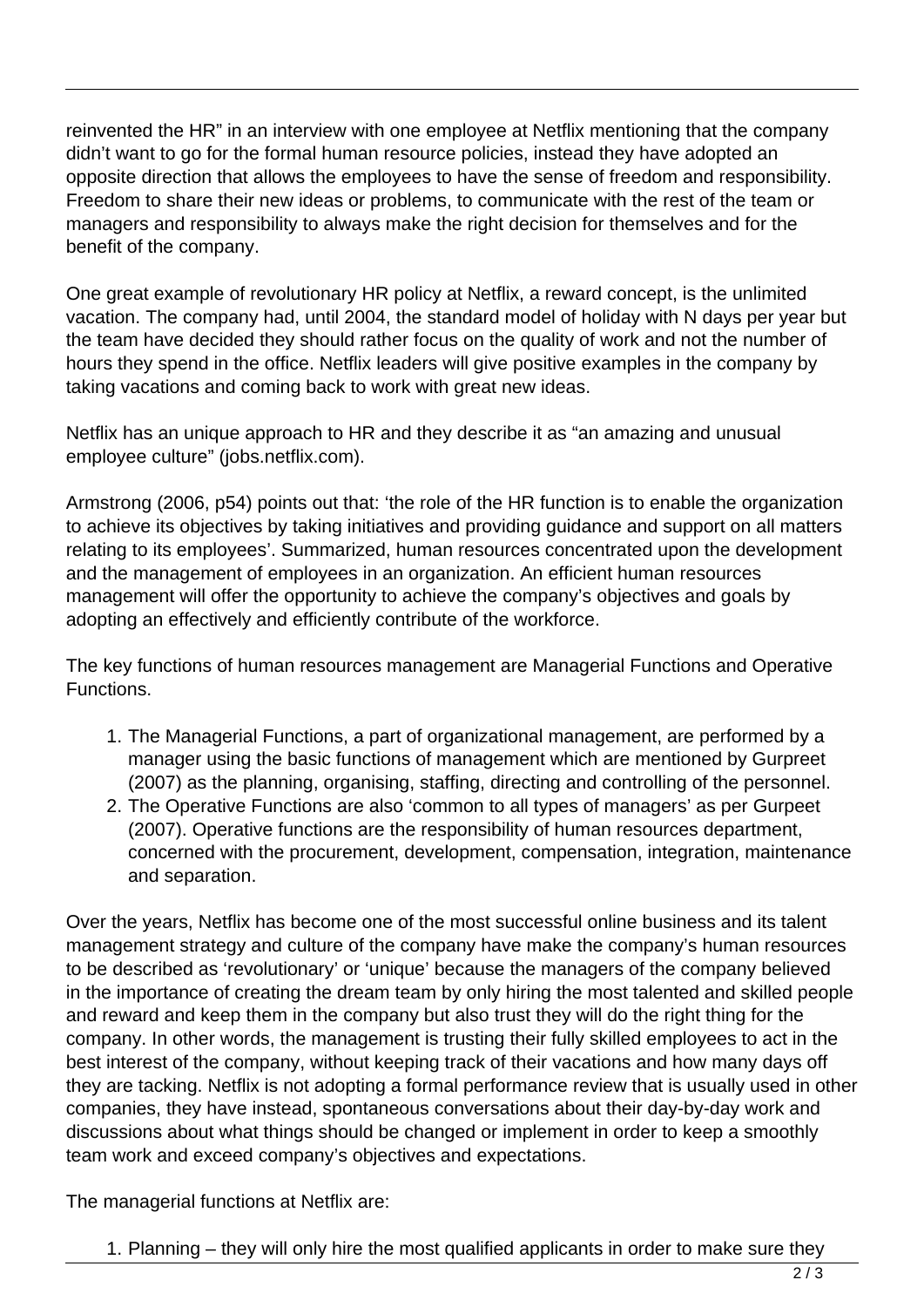reinvented the HR" in an interview with one employee at Netflix mentioning that the company didn't want to go for the formal human resource policies, instead they have adopted an opposite direction that allows the employees to have the sense of freedom and responsibility. Freedom to share their new ideas or problems, to communicate with the rest of the team or managers and responsibility to always make the right decision for themselves and for the benefit of the company.

One great example of revolutionary HR policy at Netflix, a reward concept, is the unlimited vacation. The company had, until 2004, the standard model of holiday with N days per year but the team have decided they should rather focus on the quality of work and not the number of hours they spend in the office. Netflix leaders will give positive examples in the company by taking vacations and coming back to work with great new ideas.

Netflix has an unique approach to HR and they describe it as "an amazing and unusual employee culture" (jobs.netflix.com).

Armstrong (2006, p54) points out that: 'the role of the HR function is to enable the organization to achieve its objectives by taking initiatives and providing guidance and support on all matters relating to its employees'. Summarized, human resources concentrated upon the development and the management of employees in an organization. An efficient human resources management will offer the opportunity to achieve the company's objectives and goals by adopting an effectively and efficiently contribute of the workforce.

The key functions of human resources management are Managerial Functions and Operative Functions.

1. The Managerial Functions, a part of organizational management, are performed by a manager using the basic functions of management which are mentioned by Gurpreet (2007) as the planning, organising, staffing, directing and controlling of the personnel.
2. The Operative Functions are also 'common to all types of managers' as per Gurpeet (2007). Operative functions are the responsibility of human resources department, concerned with the procurement, development, compensation, integration, maintenance and separation.

Over the years, Netflix has become one of the most successful online business and its talent management strategy and culture of the company have make the company's human resources to be described as 'revolutionary' or 'unique' because the managers of the company believed in the importance of creating the dream team by only hiring the most talented and skilled people and reward and keep them in the company but also trust they will do the right thing for the company. In other words, the management is trusting their fully skilled employees to act in the best interest of the company, without keeping track of their vacations and how many days off they are tacking. Netflix is not adopting a formal performance review that is usually used in other companies, they have instead, spontaneous conversations about their day-by-day work and discussions about what things should be changed or implement in order to keep a smoothly team work and exceed company's objectives and expectations.

The managerial functions at Netflix are:

1. Planning – they will only hire the most qualified applicants in order to make sure they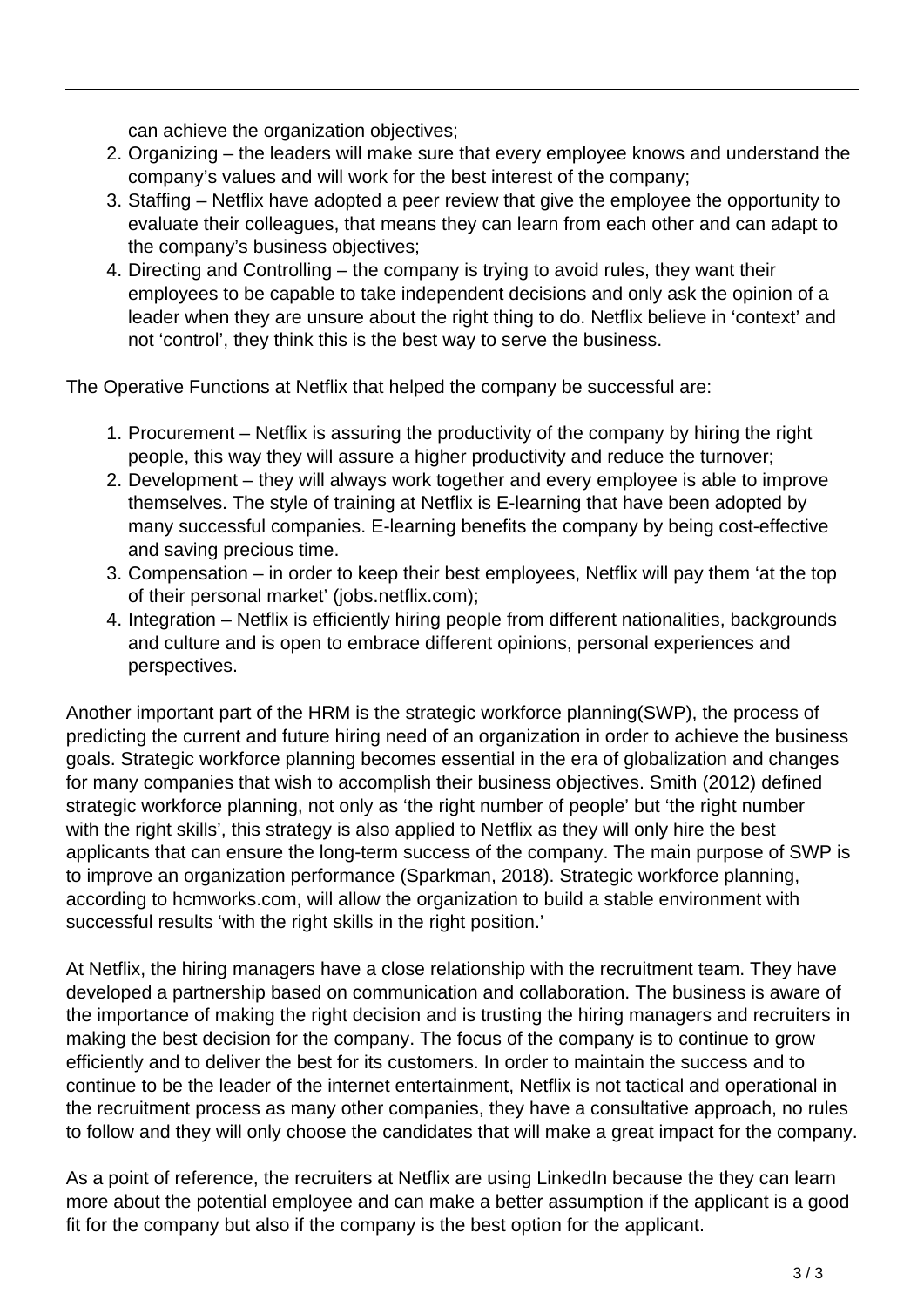can achieve the organization objectives;

2. Organizing – the leaders will make sure that every employee knows and understand the company's values and will work for the best interest of the company;
3. Staffing – Netflix have adopted a peer review that give the employee the opportunity to evaluate their colleagues, that means they can learn from each other and can adapt to the company's business objectives;
4. Directing and Controlling – the company is trying to avoid rules, they want their employees to be capable to take independent decisions and only ask the opinion of a leader when they are unsure about the right thing to do. Netflix believe in 'context' and not 'control', they think this is the best way to serve the business.

The Operative Functions at Netflix that helped the company be successful are:

1. Procurement – Netflix is assuring the productivity of the company by hiring the right people, this way they will assure a higher productivity and reduce the turnover;
2. Development – they will always work together and every employee is able to improve themselves. The style of training at Netflix is E-learning that have been adopted by many successful companies. E-learning benefits the company by being cost-effective and saving precious time.
3. Compensation – in order to keep their best employees, Netflix will pay them 'at the top of their personal market' (jobs.netflix.com);
4. Integration – Netflix is efficiently hiring people from different nationalities, backgrounds and culture and is open to embrace different opinions, personal experiences and perspectives.

Another important part of the HRM is the strategic workforce planning(SWP), the process of predicting the current and future hiring need of an organization in order to achieve the business goals. Strategic workforce planning becomes essential in the era of globalization and changes for many companies that wish to accomplish their business objectives. Smith (2012) defined strategic workforce planning, not only as 'the right number of people' but 'the right number with the right skills', this strategy is also applied to Netflix as they will only hire the best applicants that can ensure the long-term success of the company. The main purpose of SWP is to improve an organization performance (Sparkman, 2018). Strategic workforce planning, according to hcmworks.com, will allow the organization to build a stable environment with successful results 'with the right skills in the right position.'

At Netflix, the hiring managers have a close relationship with the recruitment team. They have developed a partnership based on communication and collaboration. The business is aware of the importance of making the right decision and is trusting the hiring managers and recruiters in making the best decision for the company. The focus of the company is to continue to grow efficiently and to deliver the best for its customers. In order to maintain the success and to continue to be the leader of the internet entertainment, Netflix is not tactical and operational in the recruitment process as many other companies, they have a consultative approach, no rules to follow and they will only choose the candidates that will make a great impact for the company.

As a point of reference, the recruiters at Netflix are using LinkedIn because the they can learn more about the potential employee and can make a better assumption if the applicant is a good fit for the company but also if the company is the best option for the applicant.